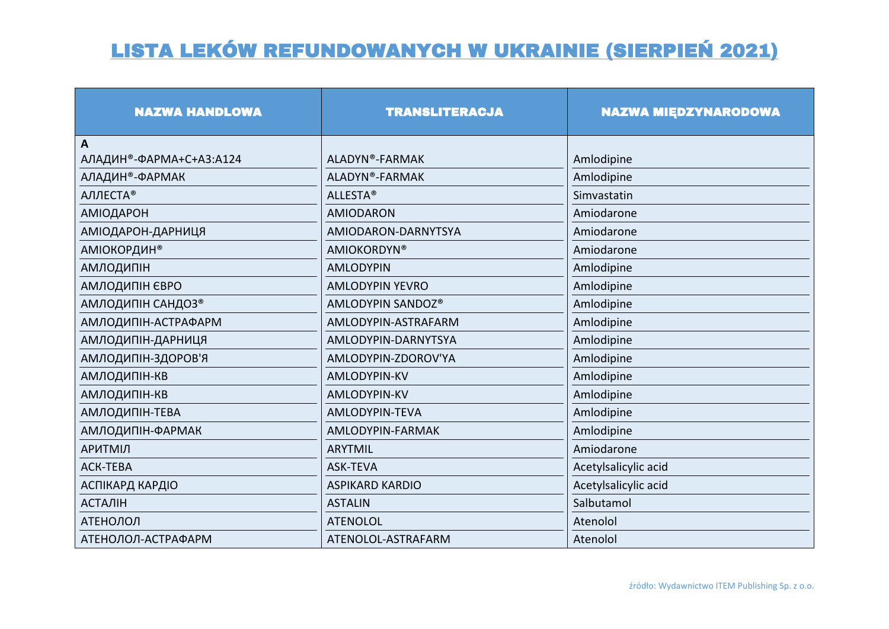# LISTA LEKÓW REFUNDOWANYCH W UKRAINIE (SIERPIEŃ 2021)

| NAZWA HANDLOWA | TRANSLITERACJA | NAZWA MIĘDZYNARODOWA |
|---|---|---|
| **A** | | |
| АЛАДИН®-ФАРМА+С+А3:А124 | ALADYN®-FARMAK | Amlodipine |
| АЛАДИН®-ФАРМАК | ALADYN®-FARMAK | Amlodipine |
| АЛЛЕСТА® | ALLESTA® | Simvastatin |
| АМІОДАРОН | AMIODARON | Amiodarone |
| АМІОДАРОН-ДАРНИЦЯ | AMIODARON-DARNYTSYA | Amiodarone |
| АМІОКОРДИН® | AMIOKORDYN® | Amiodarone |
| АМЛОДИПІН | AMLODYPIN | Amlodipine |
| АМЛОДИПІН ЄВРО | AMLODYPIN YEVRO | Amlodipine |
| АМЛОДИПІН САНДОЗ® | AMLODYPIN SANDOZ® | Amlodipine |
| АМЛОДИПІН-АСТРАФАРМ | AMLODYPIN-ASTRAFARM | Amlodipine |
| АМЛОДИПІН-ДАРНИЦЯ | AMLODYPIN-DARNYTSYA | Amlodipine |
| АМЛОДИПІН-ЗДОРОВ'Я | AMLODYPIN-ZDOROV'YA | Amlodipine |
| АМЛОДИПІН-КВ | AMLODYPIN-KV | Amlodipine |
| АМЛОДИПІН-КВ | AMLODYPIN-KV | Amlodipine |
| АМЛОДИПІН-ТЕВА | AMLODYPIN-TEVA | Amlodipine |
| АМЛОДИПІН-ФАРМАК | AMLODYPIN-FARMAK | Amlodipine |
| АРИТМІЛ | ARYTMIL | Amiodarone |
| АСК-ТЕВА | ASK-TEVA | Acetylsalicylic acid |
| АСПІКАРД КАРДІО | ASPIKARD KARDIO | Acetylsalicylic acid |
| АСТАЛІН | ASTALIN | Salbutamol |
| АТЕНОЛОЛ | ATENOLOL | Atenolol |
| АТЕНОЛОЛ-АСТРАФАРМ | ATENOLOL-ASTRAFARM | Atenolol |

źródło: Wydawnictwo ITEM Publishing Sp. z o.o.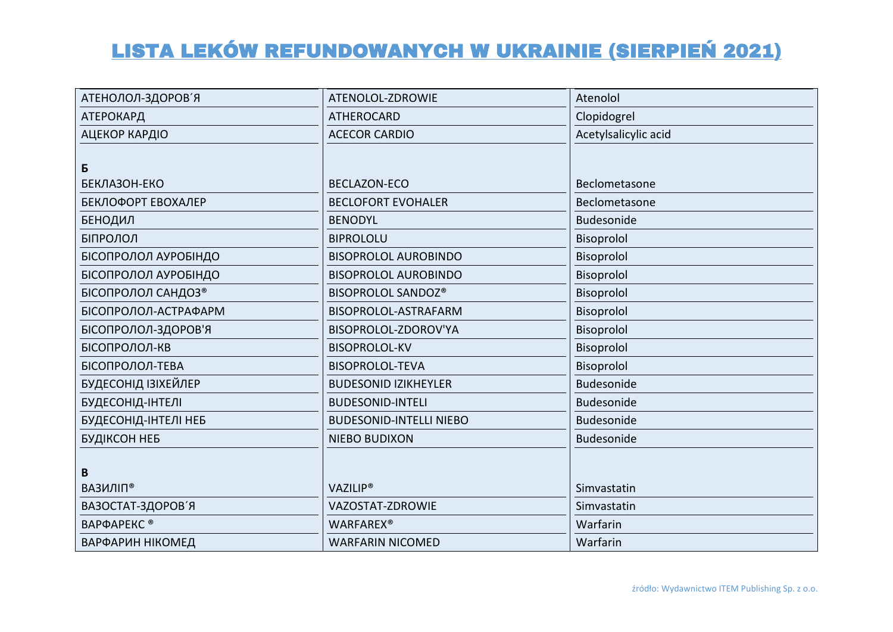# LISTA LEKÓW REFUNDOWANYCH W UKRAINIE (SIERPIEŃ 2021)

| | | |
|---|---|---|
| АТЕНОЛОЛ-ЗДОРОВ´Я | ATENOLOL-ZDROWIE | Atenolol |
| АТЕРОКАРД | ATHEROCARD | Clopidogrel |
| АЦЕКОР КАРДІО | ACECOR CARDIO | Acetylsalicylic acid |
| **Б** | | |
| БЕКЛАЗОН-ЕКО | BECLAZON-ECO | Beclometasone |
| БЕКЛОФОРТ ЕВОХАЛЕР | BECLOFORT EVOHALER | Beclometasone |
| БЕНОДИЛ | BENODYL | Budesonide |
| БІПРОЛОЛ | BIPROLOLU | Bisoprolol |
| БІСОПРОЛОЛ АУРОБІНДО | BISOPROLOL AUROBINDO | Bisoprolol |
| БІСОПРОЛОЛ АУРОБІНДО | BISOPROLOL AUROBINDO | Bisoprolol |
| БІСОПРОЛОЛ САНДОЗ® | BISOPROLOL SANDOZ® | Bisoprolol |
| БІСОПРОЛОЛ-АСТРАФАРМ | BISOPROLOL-ASTRAFARM | Bisoprolol |
| БІСОПРОЛОЛ-ЗДОРОВ'Я | BISOPROLOL-ZDOROV'YA | Bisoprolol |
| БІСОПРОЛОЛ-КВ | BISOPROLOL-KV | Bisoprolol |
| БІСОПРОЛОЛ-ТЕВА | BISOPROLOL-TEVA | Bisoprolol |
| БУДЕСОНІД ІЗІХЕЙЛЕР | BUDESONID IZIKHEYLER | Budesonide |
| БУДЕСОНІД-ІНТЕЛІ | BUDESONID-INTELI | Budesonide |
| БУДЕСОНІД-ІНТЕЛІ НЕБ | BUDESONID-INTELLI NIEBO | Budesonide |
| БУДІКСОН НЕБ | NIEBO BUDIXON | Budesonide |
| **В** | | |
| ВАЗИЛІП® | VAZILIP® | Simvastatin |
| ВАЗОСТАТ-ЗДОРОВ´Я | VAZOSTAT-ZDROWIE | Simvastatin |
| ВАРФАРЕКС ® | WARFAREX® | Warfarin |
| ВАРФАРИН НІКОМЕД | WARFARIN NICOMED | Warfarin |

źródło: Wydawnictwo ITEM Publishing Sp. z o.o.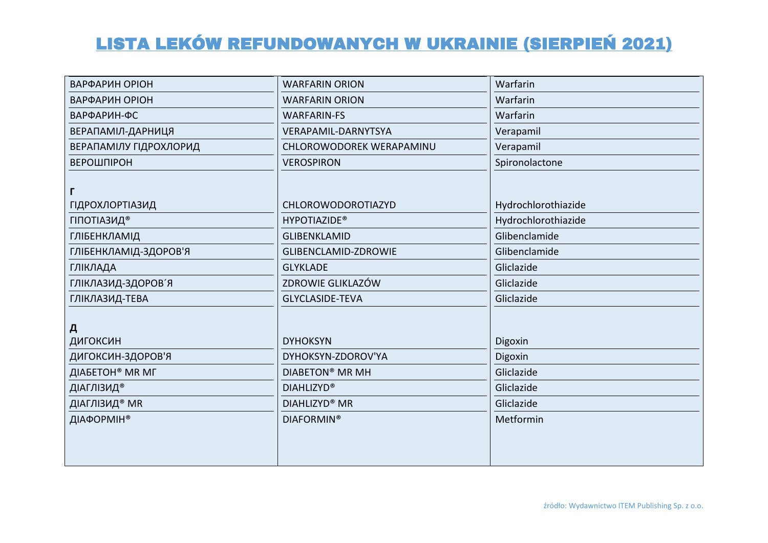# LISTA LEKÓW REFUNDOWANYCH W UKRAINIE (SIERPIEŃ 2021)

| | | |
|---|---|---|
| ВАРФАРИН ОРІОН | WARFARIN ORION | Warfarin |
| ВАРФАРИН ОРІОН | WARFARIN ORION | Warfarin |
| ВАРФАРИН-ФС | WARFARIN-FS | Warfarin |
| ВЕРАПАМІЛ-ДАРНИЦЯ | VERAPAMIL-DARNYTSYA | Verapamil |
| ВЕРАПАМІЛУ ГІДРОХЛОРИД | CHLOROWODOREK WERAPAMINU | Verapamil |
| ВЕРОШПІРОН | VEROSPIRON | Spironolactone |
| **Г** | | |
| ГІДРОХЛОРТІАЗИД | CHLOROWODOROTIAZYD | Hydrochlorothiazide |
| ГІПОТІАЗИД® | HYPOTIAZIDE® | Hydrochlorothiazide |
| ГЛІБЕНКЛАМІД | GLIBENKLAMID | Glibenclamide |
| ГЛІБЕНКЛАМІД-ЗДОРОВ'Я | GLIBENCLAMID-ZDROWIE | Glibenclamide |
| ГЛІКЛАДА | GLYKLADE | Gliclazide |
| ГЛІКЛАЗИД-ЗДОРОВ´Я | ZDROWIE GLIKLAZÓW | Gliclazide |
| ГЛІКЛАЗИД-ТЕВА | GLYCLASIDE-TEVA | Gliclazide |
| **Д** | | |
| ДИГОКСИН | DYHOKSYN | Digoxin |
| ДИГОКСИН-ЗДОРОВ'Я | DYHOKSYN-ZDOROV'YA | Digoxin |
| ДІАБЕТОН® MR МГ | DIABETON® MR MH | Gliclazide |
| ДІАГЛІЗИД® | DIAHLIZYD® | Gliclazide |
| ДІАГЛІЗИД® MR | DIAHLIZYD® MR | Gliclazide |
| ДІАФОРМІН® | DIAFORMIN® | Metformin |

źródło: Wydawnictwo ITEM Publishing Sp. z o.o.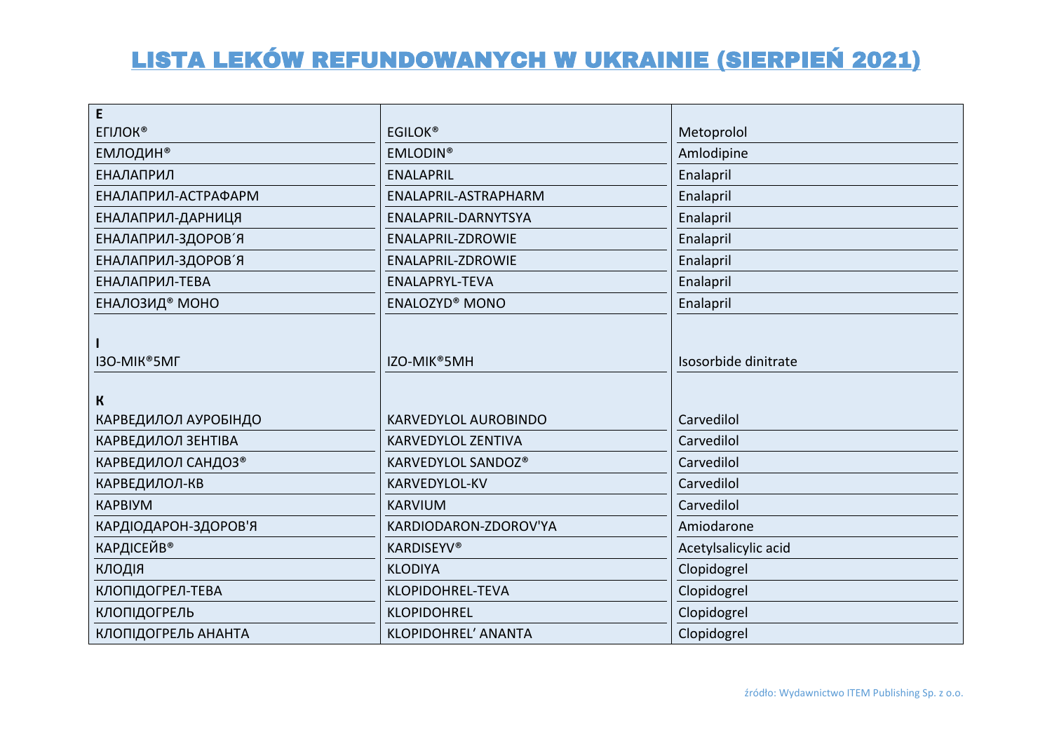# LISTA LEKÓW REFUNDOWANYCH W UKRAINIE (SIERPIEŃ 2021)

| | | |
|---|---|---|
| **E** | | |
| ЕГІЛОК® | EGILOK® | Metoprolol |
| ЕМЛОДИН® | EMLODIN® | Amlodipine |
| ЕНАЛАПРИЛ | ENALAPRIL | Enalapril |
| ЕНАЛАПРИЛ-АСТРАФАРМ | ENALAPRIL-ASTRAPHARM | Enalapril |
| ЕНАЛАПРИЛ-ДАРНИЦЯ | ENALAPRIL-DARNYTSYA | Enalapril |
| ЕНАЛАПРИЛ-ЗДОРОВ´Я | ENALAPRIL-ZDROWIE | Enalapril |
| ЕНАЛАПРИЛ-ЗДОРОВ´Я | ENALAPRIL-ZDROWIE | Enalapril |
| ЕНАЛАПРИЛ-ТЕВА | ENALAPRYL-TEVA | Enalapril |
| ЕНАЛОЗИД® МОНО | ENALOZYD® MONO | Enalapril |
| **I** | | |
| ІЗО-МІК®5МГ | IZO-MIK®5MH | Isosorbide dinitrate |
| **К** | | |
| КАРВЕДИЛОЛ АУРОБІНДО | KARVEDYLOL AUROBINDO | Carvedilol |
| КАРВЕДИЛОЛ ЗЕНТІВА | KARVEDYLOL ZENTIVA | Carvedilol |
| КАРВЕДИЛОЛ САНДОЗ® | KARVEDYLOL SANDOZ® | Carvedilol |
| КАРВЕДИЛОЛ-КВ | KARVEDYLOL-KV | Carvedilol |
| КАРВІУМ | KARVIUM | Carvedilol |
| КАРДІОДАРОН-ЗДОРОВ'Я | KARDIODARON-ZDOROV'YA | Amiodarone |
| КАРДІСЕЙВ® | KARDISEYV® | Acetylsalicylic acid |
| КЛОДІЯ | KLODIYA | Clopidogrel |
| КЛОПІДОГРЕЛ-ТЕВА | KLOPIDOHREL-TEVA | Clopidogrel |
| КЛОПІДОГРЕЛЬ | KLOPIDOHREL | Clopidogrel |
| КЛОПІДОГРЕЛЬ АНАНТА | KLOPIDOHREL' ANANTA | Clopidogrel |

źródło: Wydawnictwo ITEM Publishing Sp. z o.o.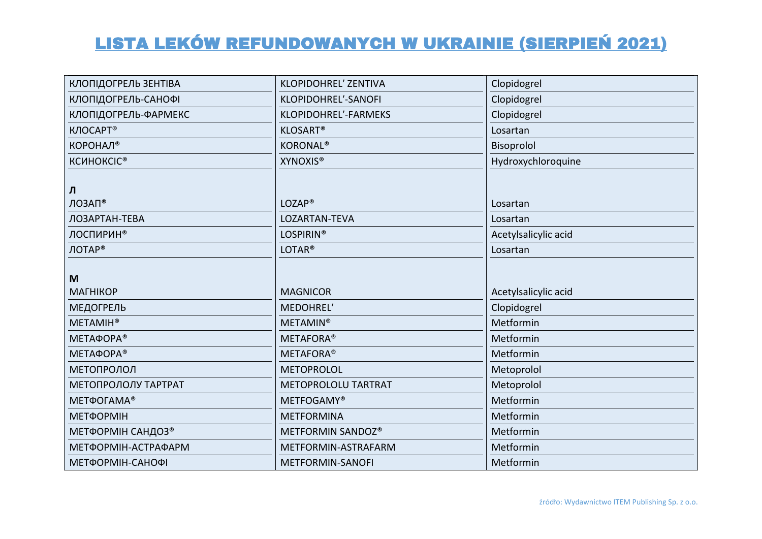# LISTA LEKÓW REFUNDOWANYCH W UKRAINIE (SIERPIEŃ 2021)

| | | |
|---|---|---|
| КЛОПІДОГРЕЛЬ ЗЕНТІВА | KLOPIDOHREL' ZENTIVA | Clopidogrel |
| КЛОПІДОГРЕЛЬ-САНОФІ | KLOPIDOHREL'-SANOFI | Clopidogrel |
| КЛОПІДОГРЕЛЬ-ФАРМЕКС | KLOPIDOHREL'-FARMEKS | Clopidogrel |
| КЛОСАРТ® | KLOSART® | Losartan |
| КОРОНАЛ® | KORONAL® | Bisoprolol |
| КСИНОКСІС® | XYNOXIS® | Hydroxychloroquine |
| **Л** | | |
| ЛОЗАП® | LOZAP® | Losartan |
| ЛОЗАРТАН-ТЕВА | LOZARTAN-TEVA | Losartan |
| ЛОСПИРИН® | LOSPIRIN® | Acetylsalicylic acid |
| ЛОТАР® | LOTAR® | Losartan |
| **М** | | |
| МАГНІКОР | MAGNICOR | Acetylsalicylic acid |
| МЕДОГРЕЛЬ | MEDOHREL' | Clopidogrel |
| МЕТАМІН® | METAMIN® | Metformin |
| МЕТАФОРА® | METAFORA® | Metformin |
| МЕТАФОРА® | METAFORA® | Metformin |
| МЕТОПРОЛОЛ | METOPROLOL | Metoprolol |
| МЕТОПРОЛОЛУ ТАРТРАТ | METOPROLOLU TARTRAT | Metoprolol |
| МЕТФОГАМА® | METFOGAMY® | Metformin |
| МЕТФОРМІН | METFORMINA | Metformin |
| МЕТФОРМІН САНДОЗ® | METFORMIN SANDOZ® | Metformin |
| МЕТФОРМІН-АСТРАФАРМ | METFORMIN-ASTRAFARM | Metformin |
| МЕТФОРМІН-САНОФІ | METFORMIN-SANOFI | Metformin |

źródło: Wydawnictwo ITEM Publishing Sp. z o.o.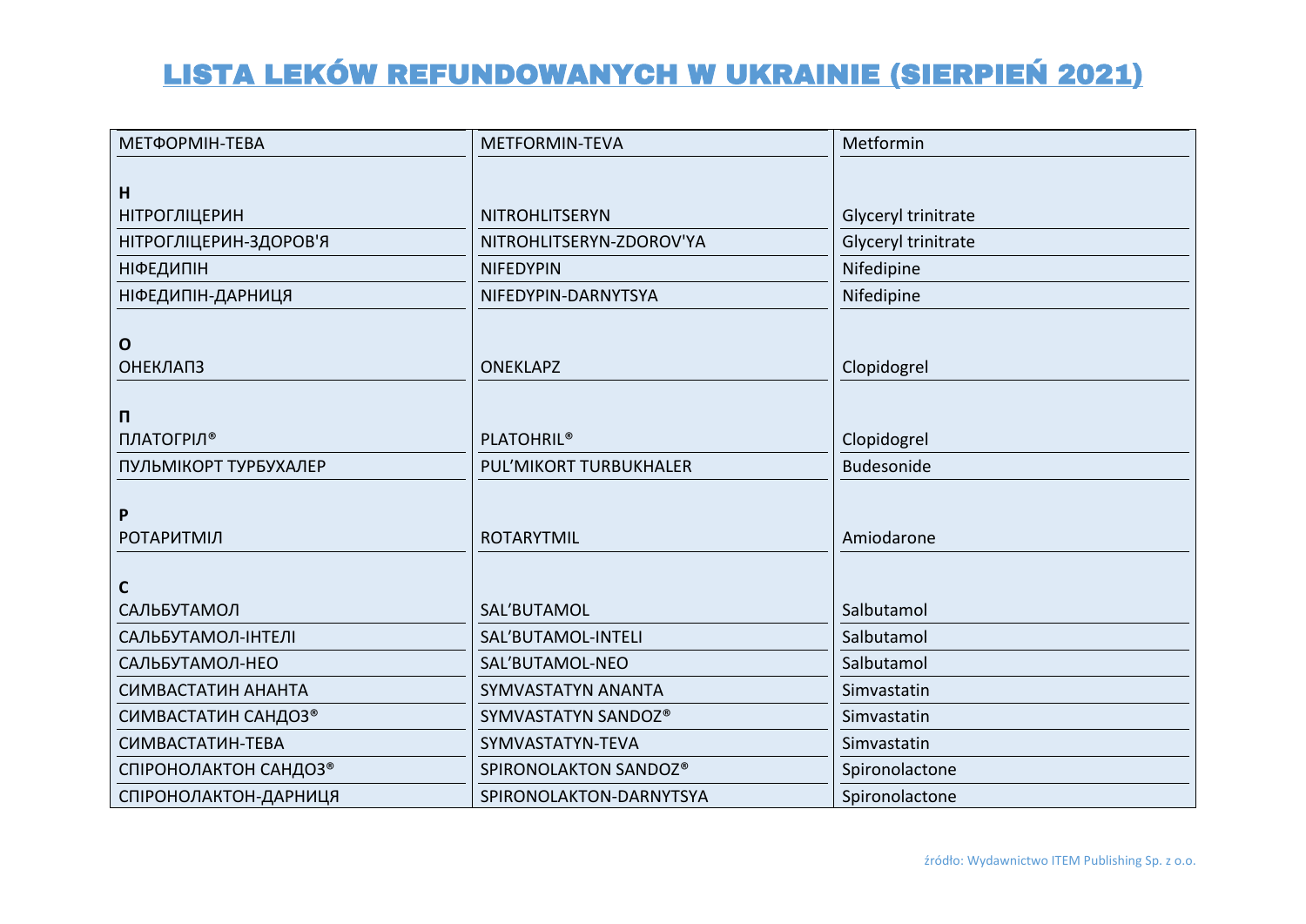# LISTA LEKÓW REFUNDOWANYCH W UKRAINIE (SIERPIEŃ 2021)

| | | |
|---|---|---|
| МЕТФОРМІН-ТЕВА | METFORMIN-TEVA | Metformin |
| **Н** | | |
| НІТРОГЛІЦЕРИН | NITROHLITSERYN | Glyceryl trinitrate |
| НІТРОГЛІЦЕРИН-ЗДОРОВ'Я | NITROHLITSERYN-ZDOROV'YA | Glyceryl trinitrate |
| НІФЕДИПІН | NIFEDYPIN | Nifedipine |
| НІФЕДИПІН-ДАРНИЦЯ | NIFEDYPIN-DARNYTSYA | Nifedipine |
| **О** | | |
| ОНЕКЛАПЗ | ONEKLAPZ | Clopidogrel |
| **П** | | |
| ПЛАТОГРІЛ® | PLATOHRIL® | Clopidogrel |
| ПУЛЬМІКОРТ ТУРБУХАЛЕР | PUL'MIKORT TURBUKHALER | Budesonide |
| **Р** | | |
| РОТАРИТМІЛ | ROTARYTMIL | Amiodarone |
| **С** | | |
| САЛЬБУТАМОЛ | SAL'BUTAMOL | Salbutamol |
| САЛЬБУТАМОЛ-ІНТЕЛІ | SAL'BUTAMOL-INTELI | Salbutamol |
| САЛЬБУТАМОЛ-НЕО | SAL'BUTAMOL-NEO | Salbutamol |
| СИМВАСТАТИН АНАНТА | SYMVASTATYN ANANTA | Simvastatin |
| СИМВАСТАТИН САНДОЗ® | SYMVASTATYN SANDOZ® | Simvastatin |
| СИМВАСТАТИН-ТЕВА | SYMVASTATYN-TEVA | Simvastatin |
| СПІРОНОЛАКТОН САНДОЗ® | SPIRONOLAKTON SANDOZ® | Spironolactone |
| СПІРОНОЛАКТОН-ДАРНИЦЯ | SPIRONOLAKTON-DARNYTSYA | Spironolactone |

źródło: Wydawnictwo ITEM Publishing Sp. z o.o.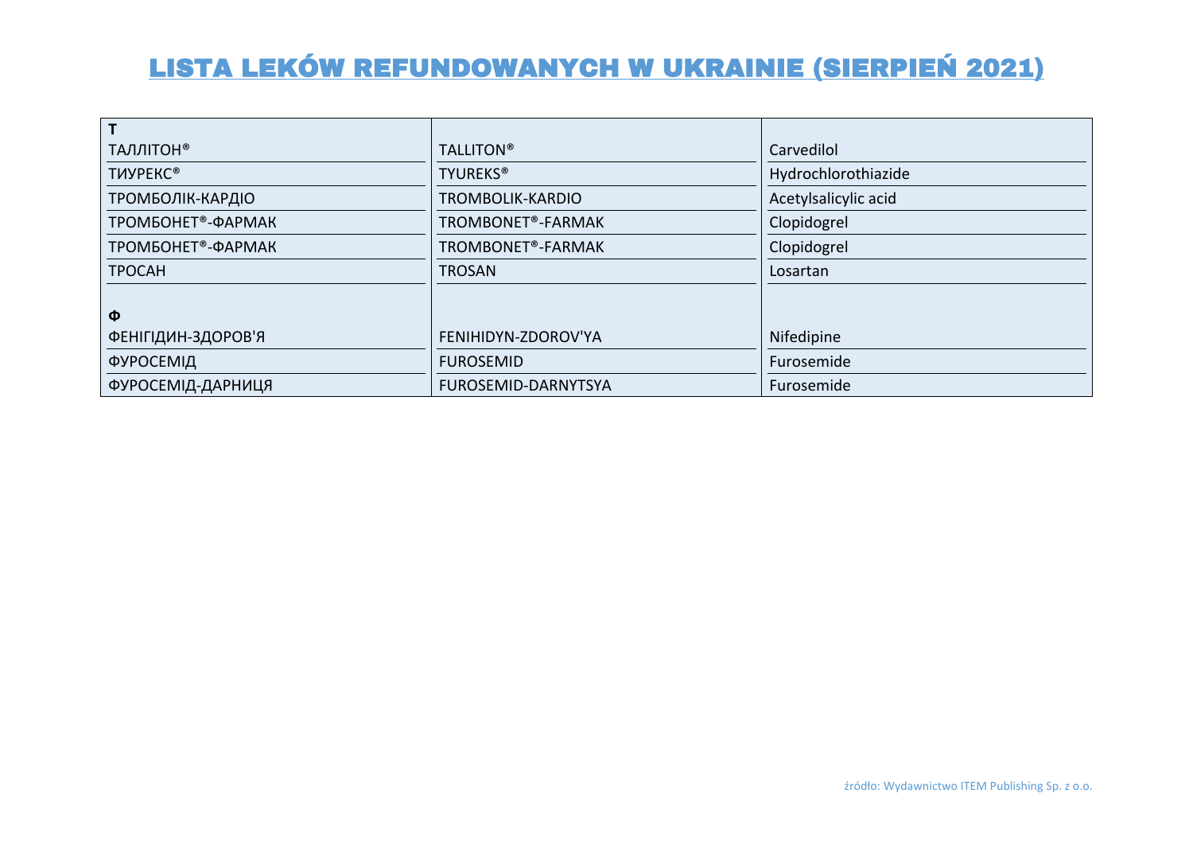# LISTA LEKÓW REFUNDOWANYCH W UKRAINIE (SIERPIEŃ 2021)

| | | |
|---|---|---|
| **Т** | | |
| ТАЛЛІТОН® | TALLITON® | Carvedilol |
| ТИУРЕКС® | TYUREKS® | Hydrochlorothiazide |
| ТРОМБОЛІК-КАРДІО | TROMBOLIK-KARDIO | Acetylsalicylic acid |
| ТРОМБОНЕТ®-ФАРМАК | TROMBONET®-FARMAK | Clopidogrel |
| ТРОМБОНЕТ®-ФАРМАК | TROMBONET®-FARMAK | Clopidogrel |
| ТРОСАН | TROSAN | Losartan |
| **Ф** | | |
| ФЕНІГІДИН-ЗДОРОВ'Я | FENIHIDYN-ZDOROV'YA | Nifedipine |
| ФУРОСЕМІД | FUROSEMID | Furosemide |
| ФУРОСЕМІД-ДАРНИЦЯ | FUROSEMID-DARNYTSYA | Furosemide |

źródło: Wydawnictwo ITEM Publishing Sp. z o.o.